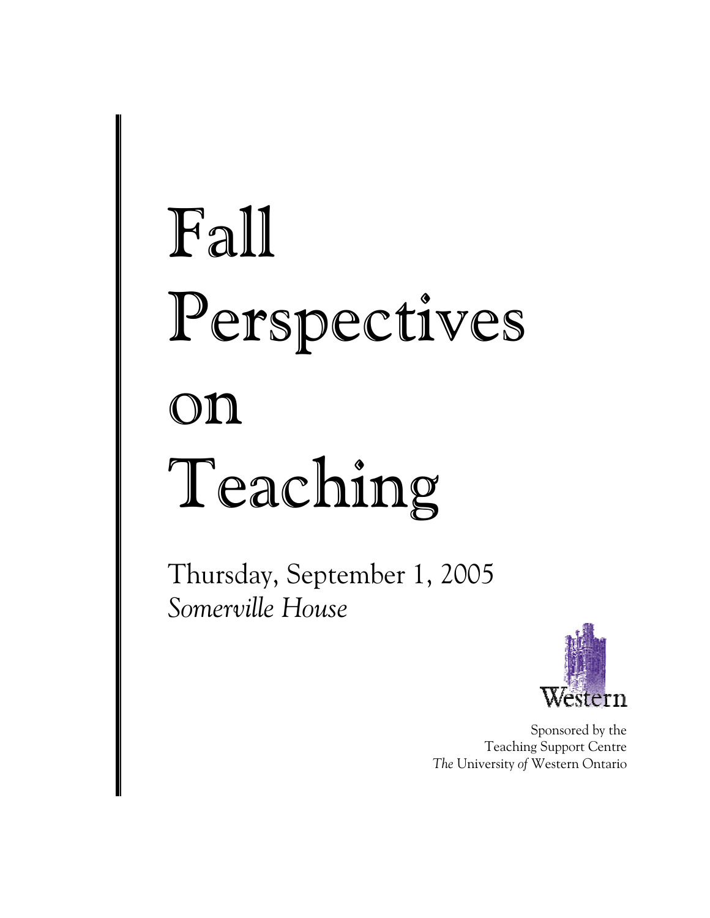# Fall Perspectives on Teaching

Thursday, September 1, 2005

*Somerville House*

Western

Sponsored by the
Teaching Support Centre
*The* University *of* Western Ontario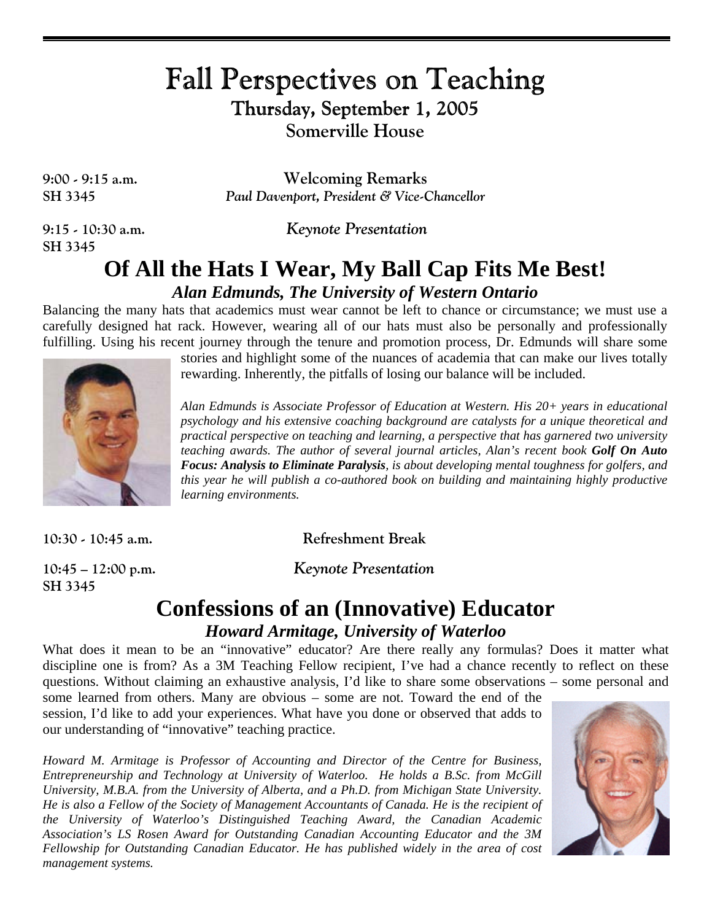# Fall Perspectives on Teaching

## Thursday, September 1, 2005

### Somerville House

9:00 - 9:15 a.m.
SH 3345

**Welcoming Remarks**
*Paul Davenport, President & Vice-Chancellor*

9:15 - 10:30 a.m.
SH 3345

*Keynote Presentation*

## Of All the Hats I Wear, My Ball Cap Fits Me Best!

***Alan Edmunds, The University of Western Ontario***

Balancing the many hats that academics must wear cannot be left to chance or circumstance; we must use a carefully designed hat rack. However, wearing all of our hats must also be personally and professionally fulfilling. Using his recent journey through the tenure and promotion process, Dr. Edmunds will share some stories and highlight some of the nuances of academia that can make our lives totally rewarding. Inherently, the pitfalls of losing our balance will be included.

*Alan Edmunds is Associate Professor of Education at Western. His 20+ years in educational psychology and his extensive coaching background are catalysts for a unique theoretical and practical perspective on teaching and learning, a perspective that has garnered two university teaching awards. The author of several journal articles, Alan's recent book* ***Golf On Auto Focus: Analysis to Eliminate Paralysis****, is about developing mental toughness for golfers, and this year he will publish a co-authored book on building and maintaining highly productive learning environments.*

10:30 - 10:45 a.m.

**Refreshment Break**

10:45 – 12:00 p.m.
SH 3345

*Keynote Presentation*

## Confessions of an (Innovative) Educator

***Howard Armitage, University of Waterloo***

What does it mean to be an "innovative" educator? Are there really any formulas? Does it matter what discipline one is from? As a 3M Teaching Fellow recipient, I've had a chance recently to reflect on these questions. Without claiming an exhaustive analysis, I'd like to share some observations – some personal and some learned from others. Many are obvious – some are not. Toward the end of the session, I'd like to add your experiences. What have you done or observed that adds to our understanding of "innovative" teaching practice.

*Howard M. Armitage is Professor of Accounting and Director of the Centre for Business, Entrepreneurship and Technology at University of Waterloo. He holds a B.Sc. from McGill University, M.B.A. from the University of Alberta, and a Ph.D. from Michigan State University. He is also a Fellow of the Society of Management Accountants of Canada. He is the recipient of the University of Waterloo's Distinguished Teaching Award, the Canadian Academic Association's LS Rosen Award for Outstanding Canadian Accounting Educator and the 3M Fellowship for Outstanding Canadian Educator. He has published widely in the area of cost management systems.*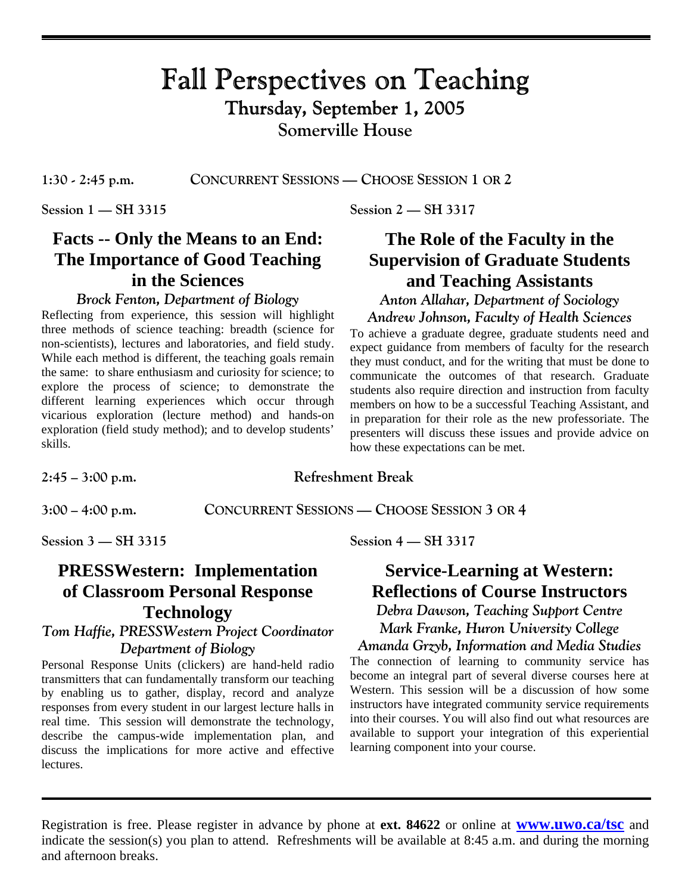# Fall Perspectives on Teaching

## Thursday, September 1, 2005

## Somerville House

**1:30 - 2:45 p.m.** CONCURRENT SESSIONS — CHOOSE SESSION 1 OR 2

Session 1 — SH 3315

### Facts -- Only the Means to an End: The Importance of Good Teaching in the Sciences

*Brock Fenton, Department of Biology*

Reflecting from experience, this session will highlight three methods of science teaching: breadth (science for non-scientists), lectures and laboratories, and field study. While each method is different, the teaching goals remain the same: to share enthusiasm and curiosity for science; to explore the process of science; to demonstrate the different learning experiences which occur through vicarious exploration (lecture method) and hands-on exploration (field study method); and to develop students' skills.

Session 2 — SH 3317

### The Role of the Faculty in the Supervision of Graduate Students and Teaching Assistants

*Anton Allahar, Department of Sociology*
*Andrew Johnson, Faculty of Health Sciences*

To achieve a graduate degree, graduate students need and expect guidance from members of faculty for the research they must conduct, and for the writing that must be done to communicate the outcomes of that research. Graduate students also require direction and instruction from faculty members on how to be a successful Teaching Assistant, and in preparation for their role as the new professoriate. The presenters will discuss these issues and provide advice on how these expectations can be met.

**2:45 – 3:00 p.m.** Refreshment Break

**3:00 – 4:00 p.m.** CONCURRENT SESSIONS — CHOOSE SESSION 3 OR 4

Session 3 — SH 3315

### PRESSWestern: Implementation of Classroom Personal Response Technology

*Tom Haffie, PRESSWestern Project Coordinator*
*Department of Biology*

Personal Response Units (clickers) are hand-held radio transmitters that can fundamentally transform our teaching by enabling us to gather, display, record and analyze responses from every student in our largest lecture halls in real time. This session will demonstrate the technology, describe the campus-wide implementation plan, and discuss the implications for more active and effective lectures.

Session 4 — SH 3317

### Service-Learning at Western: Reflections of Course Instructors

*Debra Dawson, Teaching Support Centre*
*Mark Franke, Huron University College*
*Amanda Grzyb, Information and Media Studies*

The connection of learning to community service has become an integral part of several diverse courses here at Western. This session will be a discussion of how some instructors have integrated community service requirements into their courses. You will also find out what resources are available to support your integration of this experiential learning component into your course.

---

Registration is free. Please register in advance by phone at **ext. 84622** or online at **www.uwo.ca/tsc** and indicate the session(s) you plan to attend. Refreshments will be available at 8:45 a.m. and during the morning and afternoon breaks.